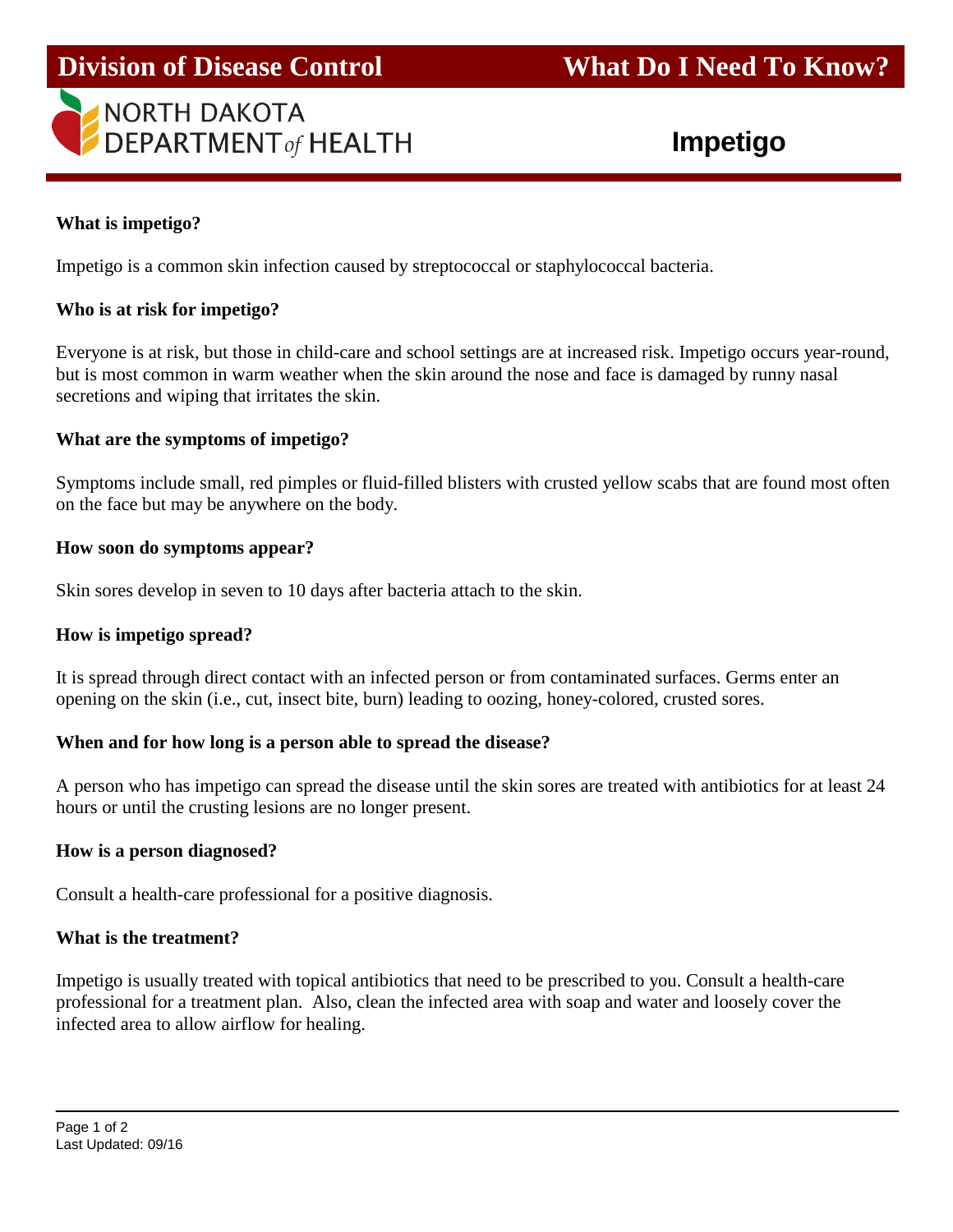Division of Disease Control — What Do I Need To Know?

NORTH DAKOTA DEPARTMENT of HEALTH

# Impetigo

**What is impetigo?**

Impetigo is a common skin infection caused by streptococcal or staphylococcal bacteria.

**Who is at risk for impetigo?**

Everyone is at risk, but those in child-care and school settings are at increased risk. Impetigo occurs year-round, but is most common in warm weather when the skin around the nose and face is damaged by runny nasal secretions and wiping that irritates the skin.

**What are the symptoms of impetigo?**

Symptoms include small, red pimples or fluid-filled blisters with crusted yellow scabs that are found most often on the face but may be anywhere on the body.

**How soon do symptoms appear?**

Skin sores develop in seven to 10 days after bacteria attach to the skin.

**How is impetigo spread?**

It is spread through direct contact with an infected person or from contaminated surfaces. Germs enter an opening on the skin (i.e., cut, insect bite, burn) leading to oozing, honey-colored, crusted sores.

**When and for how long is a person able to spread the disease?**

A person who has impetigo can spread the disease until the skin sores are treated with antibiotics for at least 24 hours or until the crusting lesions are no longer present.

**How is a person diagnosed?**

Consult a health-care professional for a positive diagnosis.

**What is the treatment?**

Impetigo is usually treated with topical antibiotics that need to be prescribed to you. Consult a health-care professional for a treatment plan. Also, clean the infected area with soap and water and loosely cover the infected area to allow airflow for healing.

Last Updated: 09/16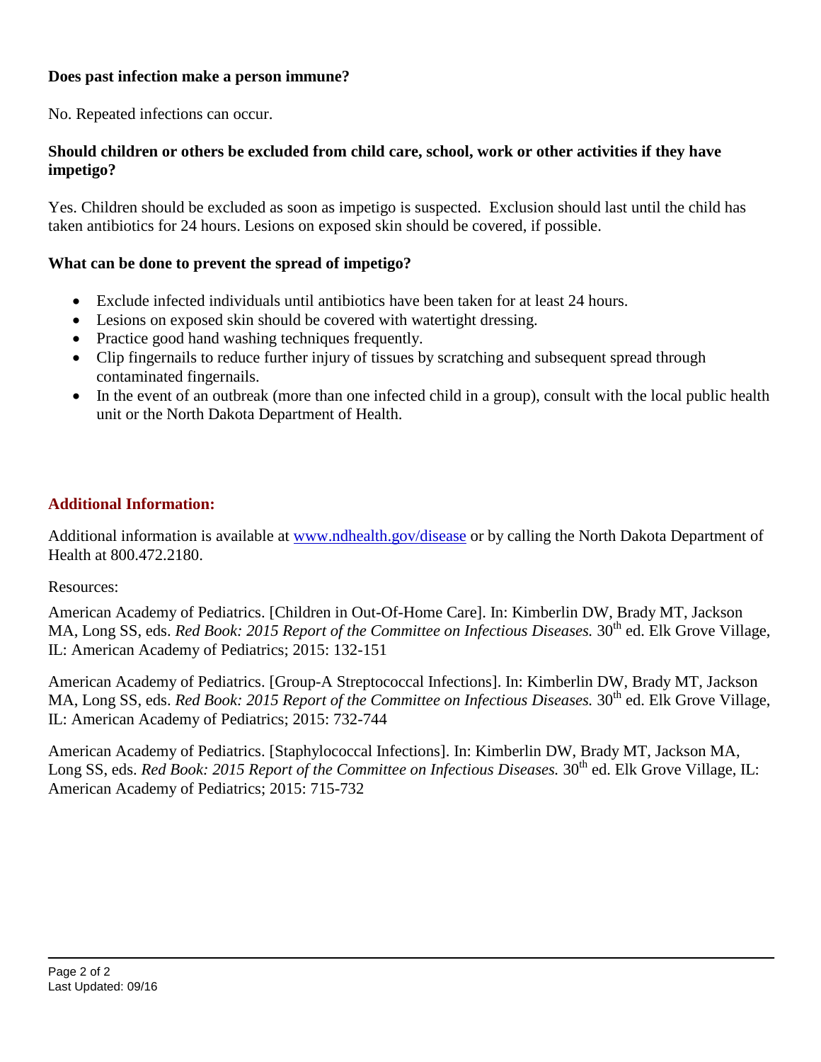**Does past infection make a person immune?**

No. Repeated infections can occur.

**Should children or others be excluded from child care, school, work or other activities if they have impetigo?**

Yes. Children should be excluded as soon as impetigo is suspected. Exclusion should last until the child has taken antibiotics for 24 hours. Lesions on exposed skin should be covered, if possible.

**What can be done to prevent the spread of impetigo?**

- Exclude infected individuals until antibiotics have been taken for at least 24 hours.
- Lesions on exposed skin should be covered with watertight dressing.
- Practice good hand washing techniques frequently.
- Clip fingernails to reduce further injury of tissues by scratching and subsequent spread through contaminated fingernails.
- In the event of an outbreak (more than one infected child in a group), consult with the local public health unit or the North Dakota Department of Health.

## Additional Information:

Additional information is available at [www.ndhealth.gov/disease](http://www.ndhealth.gov/disease) or by calling the North Dakota Department of Health at 800.472.2180.

Resources:

American Academy of Pediatrics. [Children in Out-Of-Home Care]. In: Kimberlin DW, Brady MT, Jackson MA, Long SS, eds. *Red Book: 2015 Report of the Committee on Infectious Diseases.* 30th ed. Elk Grove Village, IL: American Academy of Pediatrics; 2015: 132-151

American Academy of Pediatrics. [Group-A Streptococcal Infections]. In: Kimberlin DW, Brady MT, Jackson MA, Long SS, eds. *Red Book: 2015 Report of the Committee on Infectious Diseases.* 30th ed. Elk Grove Village, IL: American Academy of Pediatrics; 2015: 732-744

American Academy of Pediatrics. [Staphylococcal Infections]. In: Kimberlin DW, Brady MT, Jackson MA, Long SS, eds. *Red Book: 2015 Report of the Committee on Infectious Diseases.* 30th ed. Elk Grove Village, IL: American Academy of Pediatrics; 2015: 715-732

Last Updated: 09/16